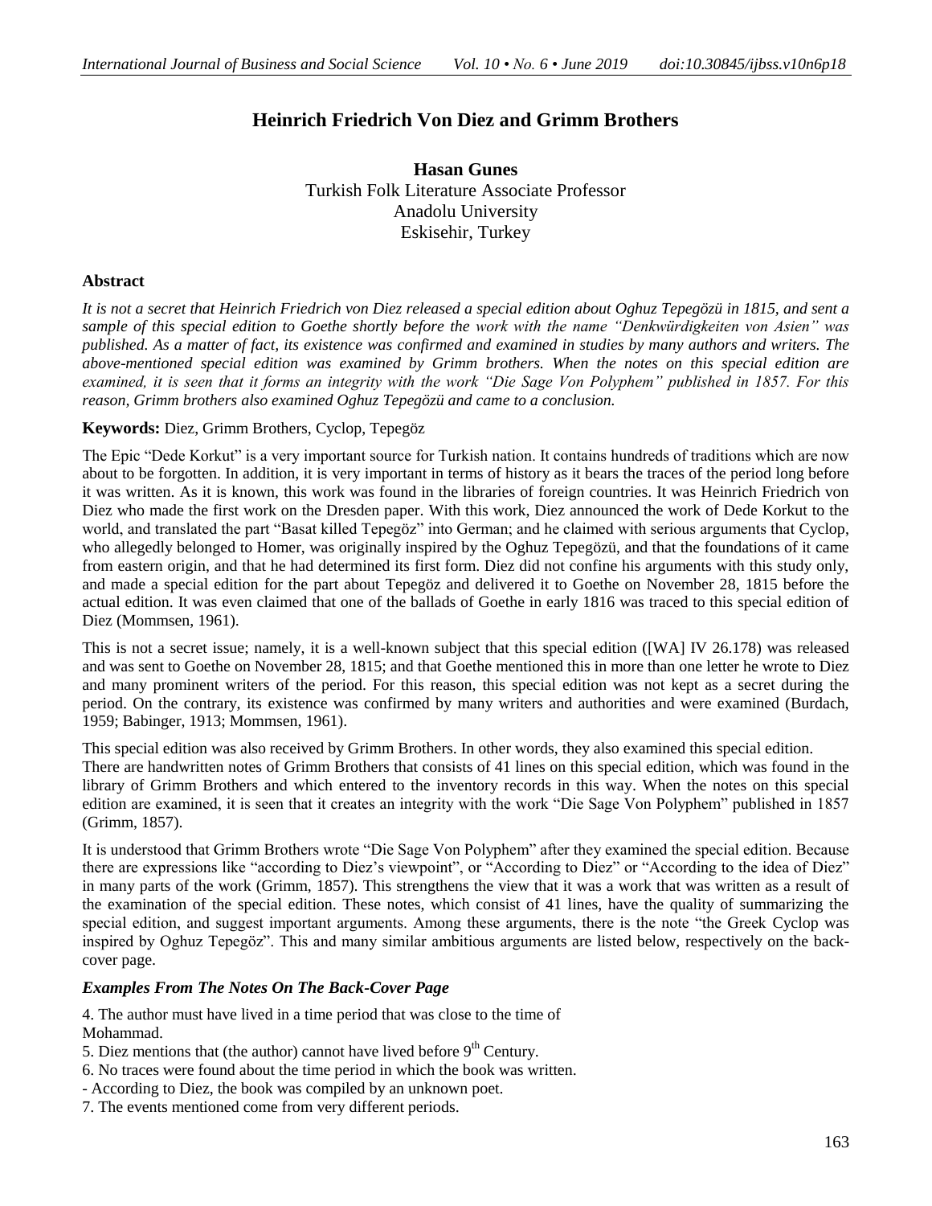# Heinrich Friedrich Von Diez and Grimm Brothers

**Hasan Gunes**
Turkish Folk Literature Associate Professor
Anadolu University
Eskisehir, Turkey

## Abstract

*It is not a secret that Heinrich Friedrich von Diez released a special edition about Oghuz Tepegözü in 1815, and sent a sample of this special edition to Goethe shortly before the work with the name "Denkwürdigkeiten von Asien" was published. As a matter of fact, its existence was confirmed and examined in studies by many authors and writers. The above-mentioned special edition was examined by Grimm brothers. When the notes on this special edition are examined, it is seen that it forms an integrity with the work "Die Sage Von Polyphem" published in 1857. For this reason, Grimm brothers also examined Oghuz Tepegözü and came to a conclusion.*

**Keywords:** Diez, Grimm Brothers, Cyclop, Tepegöz

The Epic "Dede Korkut" is a very important source for Turkish nation. It contains hundreds of traditions which are now about to be forgotten. In addition, it is very important in terms of history as it bears the traces of the period long before it was written. As it is known, this work was found in the libraries of foreign countries. It was Heinrich Friedrich von Diez who made the first work on the Dresden paper. With this work, Diez announced the work of Dede Korkut to the world, and translated the part "Basat killed Tepegöz" into German; and he claimed with serious arguments that Cyclop, who allegedly belonged to Homer, was originally inspired by the Oghuz Tepegözü, and that the foundations of it came from eastern origin, and that he had determined its first form. Diez did not confine his arguments with this study only, and made a special edition for the part about Tepegöz and delivered it to Goethe on November 28, 1815 before the actual edition. It was even claimed that one of the ballads of Goethe in early 1816 was traced to this special edition of Diez (Mommsen, 1961).

This is not a secret issue; namely, it is a well-known subject that this special edition ([WA] IV 26.178) was released and was sent to Goethe on November 28, 1815; and that Goethe mentioned this in more than one letter he wrote to Diez and many prominent writers of the period. For this reason, this special edition was not kept as a secret during the period. On the contrary, its existence was confirmed by many writers and authorities and were examined (Burdach, 1959; Babinger, 1913; Mommsen, 1961).

This special edition was also received by Grimm Brothers. In other words, they also examined this special edition. There are handwritten notes of Grimm Brothers that consists of 41 lines on this special edition, which was found in the library of Grimm Brothers and which entered to the inventory records in this way. When the notes on this special edition are examined, it is seen that it creates an integrity with the work "Die Sage Von Polyphem" published in 1857 (Grimm, 1857).

It is understood that Grimm Brothers wrote "Die Sage Von Polyphem" after they examined the special edition. Because there are expressions like "according to Diez's viewpoint", or "According to Diez" or "According to the idea of Diez" in many parts of the work (Grimm, 1857). This strengthens the view that it was a work that was written as a result of the examination of the special edition. These notes, which consist of 41 lines, have the quality of summarizing the special edition, and suggest important arguments. Among these arguments, there is the note "the Greek Cyclop was inspired by Oghuz Tepegöz". This and many similar ambitious arguments are listed below, respectively on the back-cover page.

### *Examples From The Notes On The Back-Cover Page*

4. The author must have lived in a time period that was close to the time of Mohammad.
5. Diez mentions that (the author) cannot have lived before 9th Century.
6. No traces were found about the time period in which the book was written.
- According to Diez, the book was compiled by an unknown poet.
7. The events mentioned come from very different periods.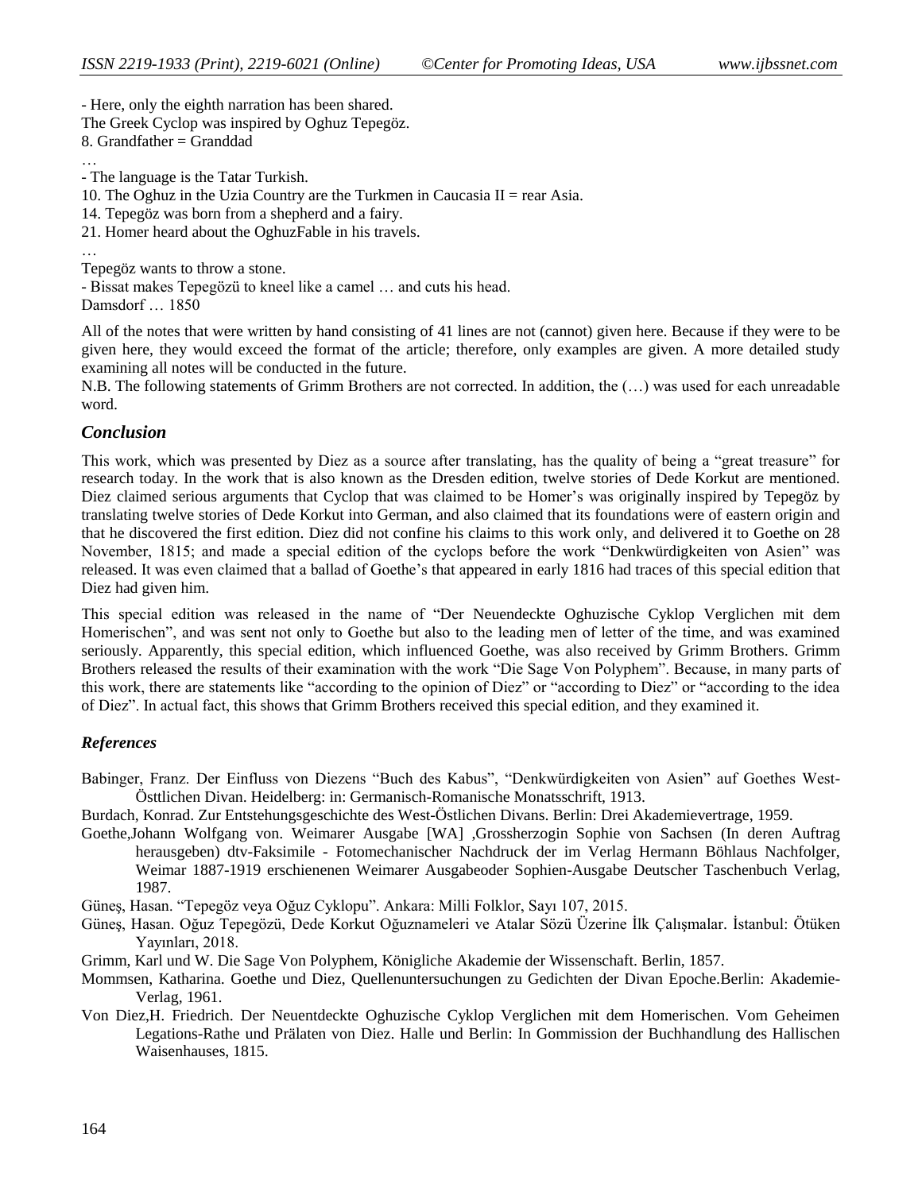- Here, only the eighth narration has been shared.

The Greek Cyclop was inspired by Oghuz Tepegöz.

8. Grandfather = Granddad

…

- The language is the Tatar Turkish.

10. The Oghuz in the Uzia Country are the Turkmen in Caucasia II = rear Asia.

14. Tepegöz was born from a shepherd and a fairy.

21. Homer heard about the OghuzFable in his travels.

…

Tepegöz wants to throw a stone.

- Bissat makes Tepegözü to kneel like a camel … and cuts his head.

Damsdorf … 1850

All of the notes that were written by hand consisting of 41 lines are not (cannot) given here. Because if they were to be given here, they would exceed the format of the article; therefore, only examples are given. A more detailed study examining all notes will be conducted in the future.

N.B. The following statements of Grimm Brothers are not corrected. In addition, the (…) was used for each unreadable word.

## *Conclusion*

This work, which was presented by Diez as a source after translating, has the quality of being a "great treasure" for research today. In the work that is also known as the Dresden edition, twelve stories of Dede Korkut are mentioned. Diez claimed serious arguments that Cyclop that was claimed to be Homer's was originally inspired by Tepegöz by translating twelve stories of Dede Korkut into German, and also claimed that its foundations were of eastern origin and that he discovered the first edition. Diez did not confine his claims to this work only, and delivered it to Goethe on 28 November, 1815; and made a special edition of the cyclops before the work "Denkwürdigkeiten von Asien" was released. It was even claimed that a ballad of Goethe's that appeared in early 1816 had traces of this special edition that Diez had given him.

This special edition was released in the name of "Der Neuendeckte Oghuzische Cyklop Verglichen mit dem Homerischen", and was sent not only to Goethe but also to the leading men of letter of the time, and was examined seriously. Apparently, this special edition, which influenced Goethe, was also received by Grimm Brothers. Grimm Brothers released the results of their examination with the work "Die Sage Von Polyphem". Because, in many parts of this work, there are statements like "according to the opinion of Diez" or "according to Diez" or "according to the idea of Diez". In actual fact, this shows that Grimm Brothers received this special edition, and they examined it.

## *References*

Babinger, Franz. Der Einfluss von Diezens "Buch des Kabus", "Denkwürdigkeiten von Asien" auf Goethes West-Östtlichen Divan. Heidelberg: in: Germanisch-Romanische Monatsschrift, 1913.

Burdach, Konrad. Zur Entstehungsgeschichte des West-Östlichen Divans. Berlin: Drei Akademievertrage, 1959.

Goethe,Johann Wolfgang von. Weimarer Ausgabe [WA] ,Grossherzogin Sophie von Sachsen (In deren Auftrag herausgeben) dtv-Faksimile - Fotomechanischer Nachdruck der im Verlag Hermann Böhlaus Nachfolger, Weimar 1887-1919 erschienenen Weimarer Ausgabeoder Sophien-Ausgabe Deutscher Taschenbuch Verlag, 1987.

Güneş, Hasan. "Tepegöz veya Oğuz Cyklopu". Ankara: Milli Folklor, Sayı 107, 2015.

Güneş, Hasan. Oğuz Tepegözü, Dede Korkut Oğuznameleri ve Atalar Sözü Üzerine İlk Çalışmalar. İstanbul: Ötüken Yayınları, 2018.

Grimm, Karl und W. Die Sage Von Polyphem, Königliche Akademie der Wissenschaft. Berlin, 1857.

Mommsen, Katharina. Goethe und Diez, Quellenuntersuchungen zu Gedichten der Divan Epoche.Berlin: Akademie-Verlag, 1961.

Von Diez,H. Friedrich. Der Neuentdeckte Oghuzische Cyklop Verglichen mit dem Homerischen. Vom Geheimen Legations-Rathe und Prälaten von Diez. Halle und Berlin: In Gommission der Buchhandlung des Hallischen Waisenhauses, 1815.